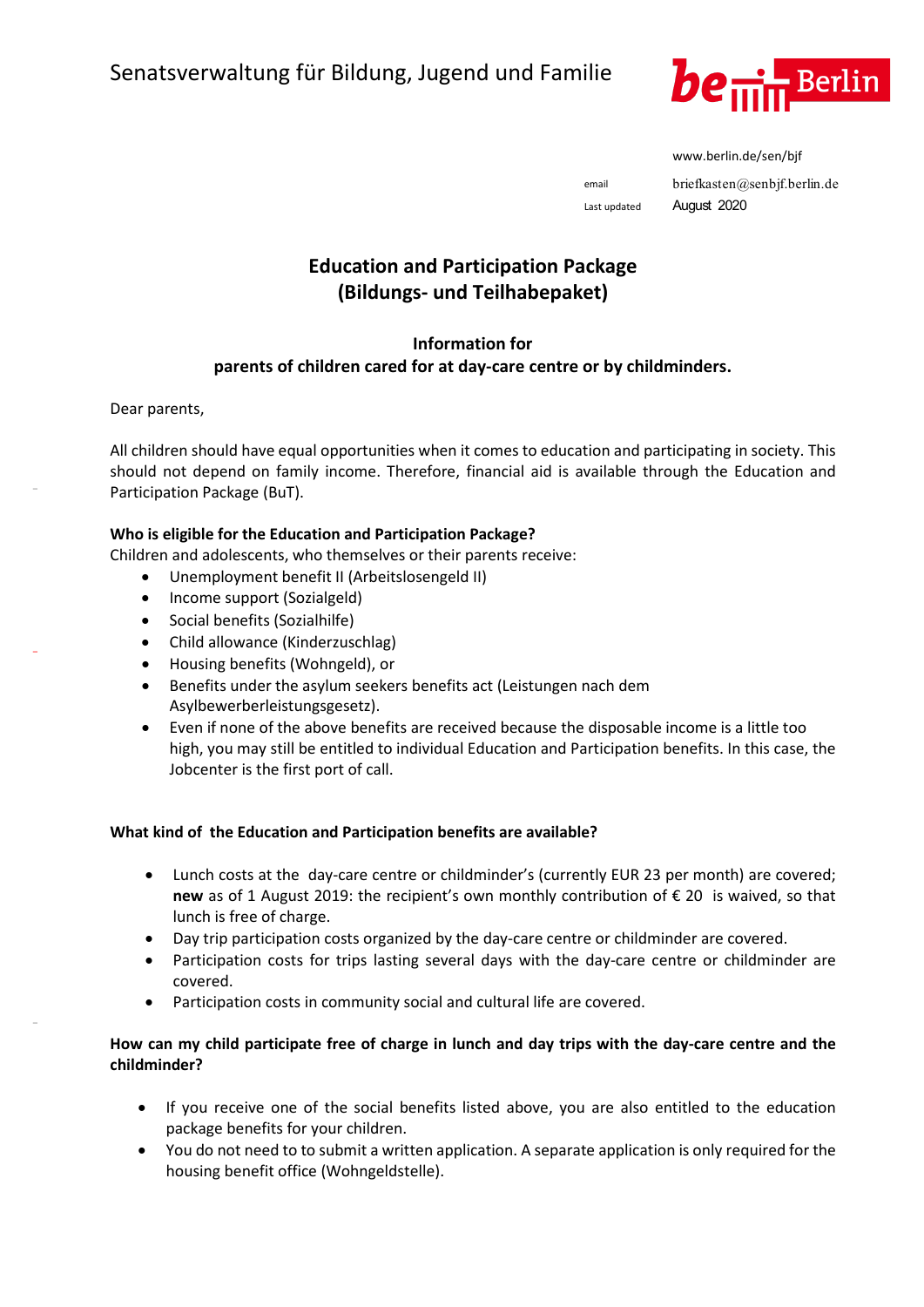Senatsverwaltung für Bildung, Jugend und Familie

www.berlin.de/sen/bjf

email briefkasten@senbjf.berlin.de

Last updated August 2020

# Education and Participation Package (Bildungs- und Teilhabepaket)

## Information for parents of children cared for at day-care centre or by childminders.

Dear parents,

All children should have equal opportunities when it comes to education and participating in society. This should not depend on family income. Therefore, financial aid is available through the Education and Participation Package (BuT).

**Who is eligible for the Education and Participation Package?**

Children and adolescents, who themselves or their parents receive:

- Unemployment benefit II (Arbeitslosengeld II)
- Income support (Sozialgeld)
- Social benefits (Sozialhilfe)
- Child allowance (Kinderzuschlag)
- Housing benefits (Wohngeld), or
- Benefits under the asylum seekers benefits act (Leistungen nach dem Asylbewerberleistungsgesetz).
- Even if none of the above benefits are received because the disposable income is a little too high, you may still be entitled to individual Education and Participation benefits. In this case, the Jobcenter is the first port of call.

**What kind of the Education and Participation benefits are available?**

- Lunch costs at the day-care centre or childminder's (currently EUR 23 per month) are covered; **new** as of 1 August 2019: the recipient's own monthly contribution of € 20 is waived, so that lunch is free of charge.
- Day trip participation costs organized by the day-care centre or childminder are covered.
- Participation costs for trips lasting several days with the day-care centre or childminder are covered.
- Participation costs in community social and cultural life are covered.

**How can my child participate free of charge in lunch and day trips with the day-care centre and the childminder?**

- If you receive one of the social benefits listed above, you are also entitled to the education package benefits for your children.
- You do not need to to submit a written application. A separate application is only required for the housing benefit office (Wohngeldstelle).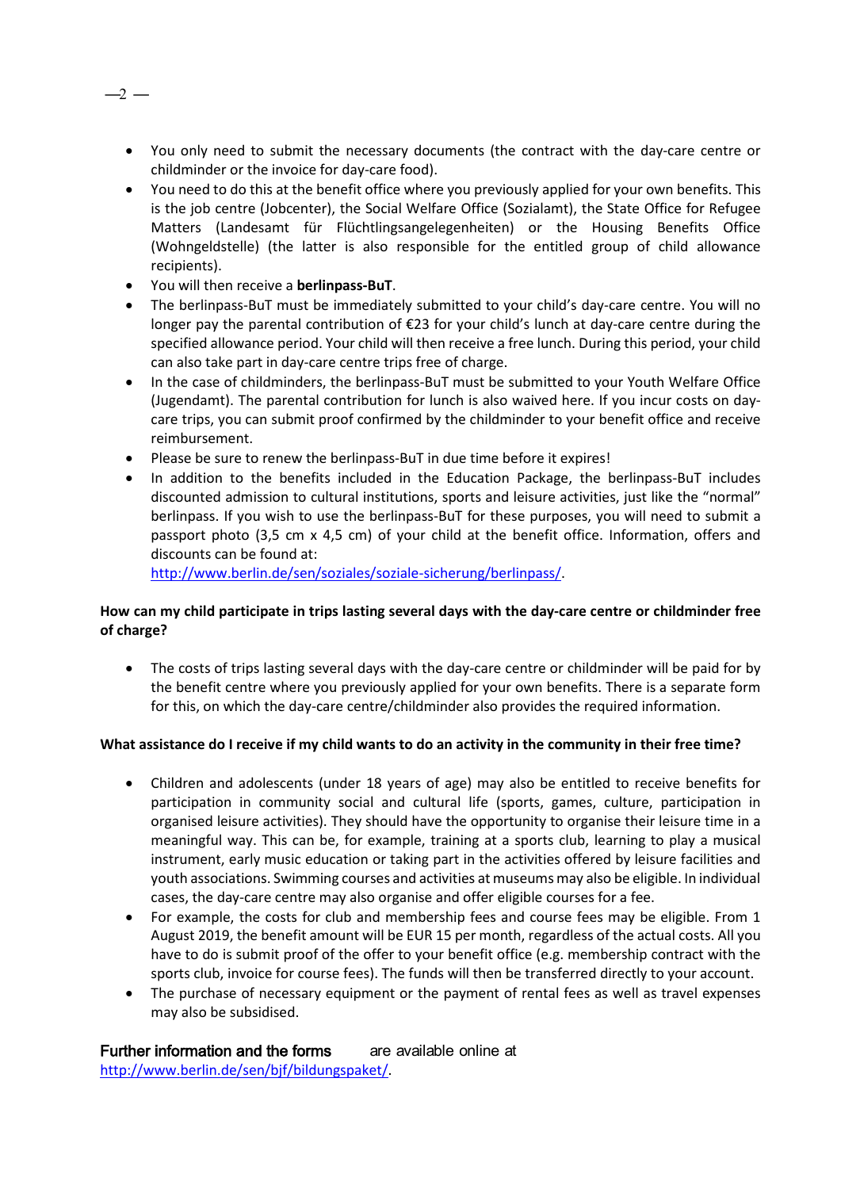- You only need to submit the necessary documents (the contract with the day-care centre or childminder or the invoice for day-care food).
- You need to do this at the benefit office where you previously applied for your own benefits. This is the job centre (Jobcenter), the Social Welfare Office (Sozialamt), the State Office for Refugee Matters (Landesamt für Flüchtlingsangelegenheiten) or the Housing Benefits Office (Wohngeldstelle) (the latter is also responsible for the entitled group of child allowance recipients).
- You will then receive a **berlinpass-BuT**.
- The berlinpass-BuT must be immediately submitted to your child's day-care centre. You will no longer pay the parental contribution of €23 for your child's lunch at day-care centre during the specified allowance period. Your child will then receive a free lunch. During this period, your child can also take part in day-care centre trips free of charge.
- In the case of childminders, the berlinpass-BuT must be submitted to your Youth Welfare Office (Jugendamt). The parental contribution for lunch is also waived here. If you incur costs on day-care trips, you can submit proof confirmed by the childminder to your benefit office and receive reimbursement.
- Please be sure to renew the berlinpass-BuT in due time before it expires!
- In addition to the benefits included in the Education Package, the berlinpass-BuT includes discounted admission to cultural institutions, sports and leisure activities, just like the "normal" berlinpass. If you wish to use the berlinpass-BuT for these purposes, you will need to submit a passport photo (3,5 cm x 4,5 cm) of your child at the benefit office. Information, offers and discounts can be found at: http://www.berlin.de/sen/soziales/soziale-sicherung/berlinpass/.

**How can my child participate in trips lasting several days with the day-care centre or childminder free of charge?**

- The costs of trips lasting several days with the day-care centre or childminder will be paid for by the benefit centre where you previously applied for your own benefits. There is a separate form for this, on which the day-care centre/childminder also provides the required information.

**What assistance do I receive if my child wants to do an activity in the community in their free time?**

- Children and adolescents (under 18 years of age) may also be entitled to receive benefits for participation in community social and cultural life (sports, games, culture, participation in organised leisure activities). They should have the opportunity to organise their leisure time in a meaningful way. This can be, for example, training at a sports club, learning to play a musical instrument, early music education or taking part in the activities offered by leisure facilities and youth associations. Swimming courses and activities at museums may also be eligible. In individual cases, the day-care centre may also organise and offer eligible courses for a fee.
- For example, the costs for club and membership fees and course fees may be eligible. From 1 August 2019, the benefit amount will be EUR 15 per month, regardless of the actual costs. All you have to do is submit proof of the offer to your benefit office (e.g. membership contract with the sports club, invoice for course fees). The funds will then be transferred directly to your account.
- The purchase of necessary equipment or the payment of rental fees as well as travel expenses may also be subsidised.

**Further information and the forms** are available online at http://www.berlin.de/sen/bjf/bildungspaket/.